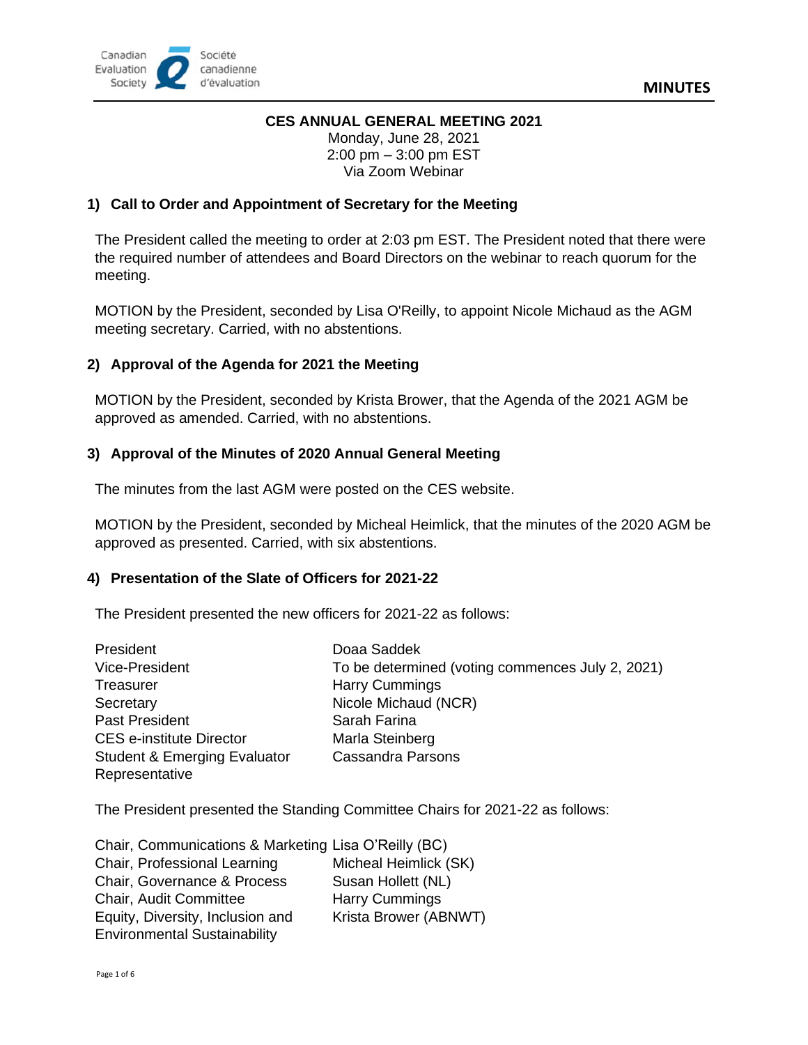**MINUTES**

## CES ANNUAL GENERAL MEETING 2021

Monday, June 28, 2021
2:00 pm – 3:00 pm EST
Via Zoom Webinar

### 1) Call to Order and Appointment of Secretary for the Meeting

The President called the meeting to order at 2:03 pm EST. The President noted that there were the required number of attendees and Board Directors on the webinar to reach quorum for the meeting.

MOTION by the President, seconded by Lisa O'Reilly, to appoint Nicole Michaud as the AGM meeting secretary. Carried, with no abstentions.

### 2) Approval of the Agenda for 2021 the Meeting

MOTION by the President, seconded by Krista Brower, that the Agenda of the 2021 AGM be approved as amended. Carried, with no abstentions.

### 3) Approval of the Minutes of 2020 Annual General Meeting

The minutes from the last AGM were posted on the CES website.

MOTION by the President, seconded by Micheal Heimlick, that the minutes of the 2020 AGM be approved as presented. Carried, with six abstentions.

### 4) Presentation of the Slate of Officers for 2021-22

The President presented the new officers for 2021-22 as follows:

| | |
|---|---|
| President | Doaa Saddek |
| Vice-President | To be determined (voting commences July 2, 2021) |
| Treasurer | Harry Cummings |
| Secretary | Nicole Michaud (NCR) |
| Past President | Sarah Farina |
| CES e-institute Director | Marla Steinberg |
| Student & Emerging Evaluator Representative | Cassandra Parsons |

The President presented the Standing Committee Chairs for 2021-22 as follows:

| | |
|---|---|
| Chair, Communications & Marketing | Lisa O'Reilly (BC) |
| Chair, Professional Learning | Micheal Heimlick (SK) |
| Chair, Governance & Process | Susan Hollett (NL) |
| Chair, Audit Committee | Harry Cummings |
| Equity, Diversity, Inclusion and Environmental Sustainability | Krista Brower (ABNWT) |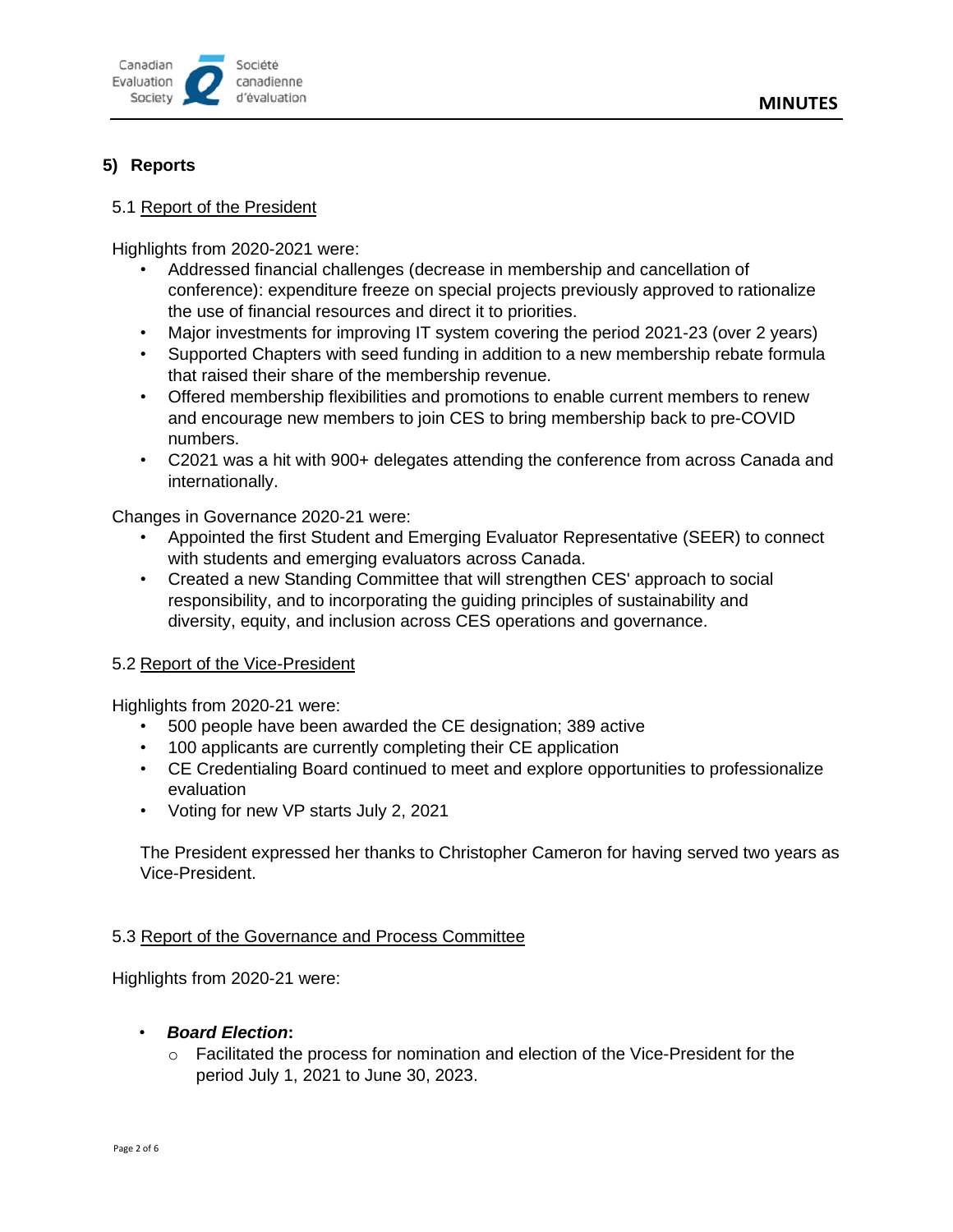## 5) Reports

### 5.1 Report of the President

Highlights from 2020-2021 were:

- Addressed financial challenges (decrease in membership and cancellation of conference): expenditure freeze on special projects previously approved to rationalize the use of financial resources and direct it to priorities.
- Major investments for improving IT system covering the period 2021-23 (over 2 years)
- Supported Chapters with seed funding in addition to a new membership rebate formula that raised their share of the membership revenue.
- Offered membership flexibilities and promotions to enable current members to renew and encourage new members to join CES to bring membership back to pre-COVID numbers.
- C2021 was a hit with 900+ delegates attending the conference from across Canada and internationally.

Changes in Governance 2020-21 were:

- Appointed the first Student and Emerging Evaluator Representative (SEER) to connect with students and emerging evaluators across Canada.
- Created a new Standing Committee that will strengthen CES' approach to social responsibility, and to incorporating the guiding principles of sustainability and diversity, equity, and inclusion across CES operations and governance.

### 5.2 Report of the Vice-President

Highlights from 2020-21 were:

- 500 people have been awarded the CE designation; 389 active
- 100 applicants are currently completing their CE application
- CE Credentialing Board continued to meet and explore opportunities to professionalize evaluation
- Voting for new VP starts July 2, 2021

The President expressed her thanks to Christopher Cameron for having served two years as Vice-President.

### 5.3 Report of the Governance and Process Committee

Highlights from 2020-21 were:

- ***Board Election*:**
  - Facilitated the process for nomination and election of the Vice-President for the period July 1, 2021 to June 30, 2023.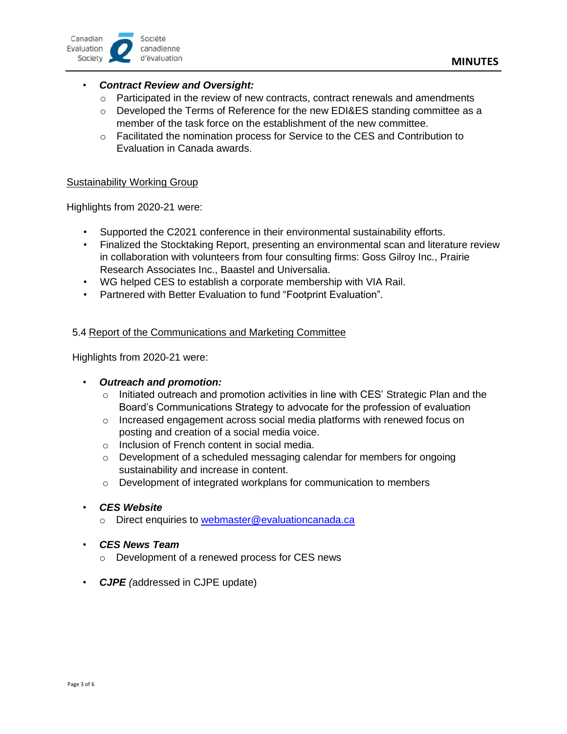- ***Contract Review and Oversight:***
  - Participated in the review of new contracts, contract renewals and amendments
  - Developed the Terms of Reference for the new EDI&ES standing committee as a member of the task force on the establishment of the new committee.
  - Facilitated the nomination process for Service to the CES and Contribution to Evaluation in Canada awards.

<u>Sustainability Working Group</u>

Highlights from 2020-21 were:

- Supported the C2021 conference in their environmental sustainability efforts.
- Finalized the Stocktaking Report, presenting an environmental scan and literature review in collaboration with volunteers from four consulting firms: Goss Gilroy Inc., Prairie Research Associates Inc., Baastel and Universalia.
- WG helped CES to establish a corporate membership with VIA Rail.
- Partnered with Better Evaluation to fund "Footprint Evaluation".

5.4 <u>Report of the Communications and Marketing Committee</u>

Highlights from 2020-21 were:

- ***Outreach and promotion:***
  - Initiated outreach and promotion activities in line with CES' Strategic Plan and the Board's Communications Strategy to advocate for the profession of evaluation
  - Increased engagement across social media platforms with renewed focus on posting and creation of a social media voice.
  - Inclusion of French content in social media.
  - Development of a scheduled messaging calendar for members for ongoing sustainability and increase in content.
  - Development of integrated workplans for communication to members

- ***CES Website***
  - Direct enquiries to webmaster@evaluationcanada.ca

- ***CES News Team***
  - Development of a renewed process for CES news

- ***CJPE** (addressed in CJPE update)*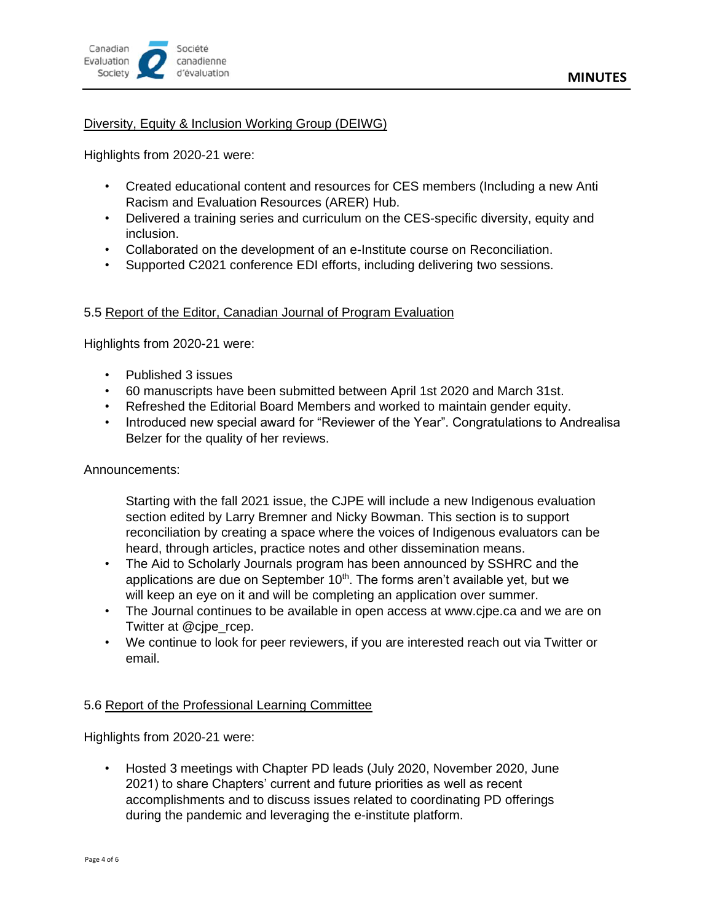Diversity, Equity & Inclusion Working Group (DEIWG)

Highlights from 2020-21 were:

- Created educational content and resources for CES members (Including a new Anti Racism and Evaluation Resources (ARER) Hub.
- Delivered a training series and curriculum on the CES-specific diversity, equity and inclusion.
- Collaborated on the development of an e-Institute course on Reconciliation.
- Supported C2021 conference EDI efforts, including delivering two sessions.

5.5 Report of the Editor, Canadian Journal of Program Evaluation

Highlights from 2020-21 were:

- Published 3 issues
- 60 manuscripts have been submitted between April 1st 2020 and March 31st.
- Refreshed the Editorial Board Members and worked to maintain gender equity.
- Introduced new special award for "Reviewer of the Year". Congratulations to Andrealisa Belzer for the quality of her reviews.

Announcements:

Starting with the fall 2021 issue, the CJPE will include a new Indigenous evaluation section edited by Larry Bremner and Nicky Bowman. This section is to support reconciliation by creating a space where the voices of Indigenous evaluators can be heard, through articles, practice notes and other dissemination means.

- The Aid to Scholarly Journals program has been announced by SSHRC and the applications are due on September 10th. The forms aren't available yet, but we will keep an eye on it and will be completing an application over summer.
- The Journal continues to be available in open access at www.cjpe.ca and we are on Twitter at @cjpe_rcep.
- We continue to look for peer reviewers, if you are interested reach out via Twitter or email.

5.6 Report of the Professional Learning Committee

Highlights from 2020-21 were:

- Hosted 3 meetings with Chapter PD leads (July 2020, November 2020, June 2021) to share Chapters' current and future priorities as well as recent accomplishments and to discuss issues related to coordinating PD offerings during the pandemic and leveraging the e-institute platform.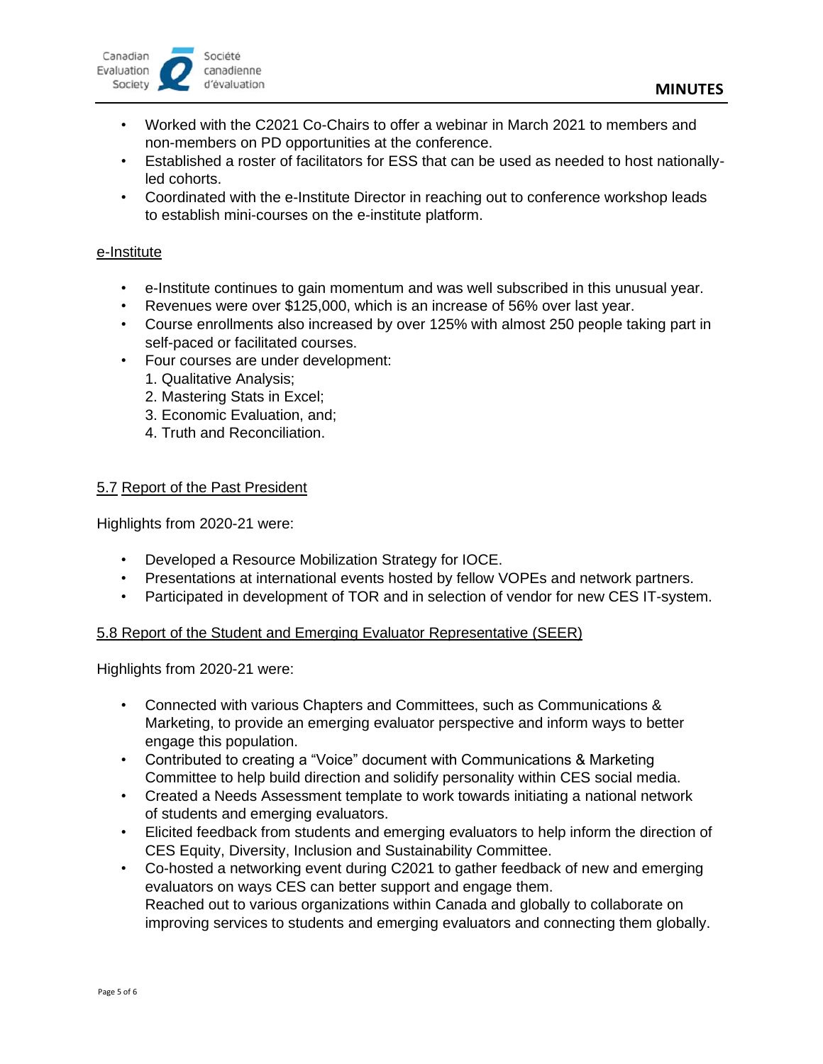- Worked with the C2021 Co-Chairs to offer a webinar in March 2021 to members and non-members on PD opportunities at the conference.
- Established a roster of facilitators for ESS that can be used as needed to host nationally-led cohorts.
- Coordinated with the e-Institute Director in reaching out to conference workshop leads to establish mini-courses on the e-institute platform.

e-Institute

- e-Institute continues to gain momentum and was well subscribed in this unusual year.
- Revenues were over $125,000, which is an increase of 56% over last year.
- Course enrollments also increased by over 125% with almost 250 people taking part in self-paced or facilitated courses.
- Four courses are under development:
  1. Qualitative Analysis;
  2. Mastering Stats in Excel;
  3. Economic Evaluation, and;
  4. Truth and Reconciliation.

### 5.7 Report of the Past President

Highlights from 2020-21 were:

- Developed a Resource Mobilization Strategy for IOCE.
- Presentations at international events hosted by fellow VOPEs and network partners.
- Participated in development of TOR and in selection of vendor for new CES IT-system.

### 5.8 Report of the Student and Emerging Evaluator Representative (SEER)

Highlights from 2020-21 were:

- Connected with various Chapters and Committees, such as Communications & Marketing, to provide an emerging evaluator perspective and inform ways to better engage this population.
- Contributed to creating a "Voice" document with Communications & Marketing Committee to help build direction and solidify personality within CES social media.
- Created a Needs Assessment template to work towards initiating a national network of students and emerging evaluators.
- Elicited feedback from students and emerging evaluators to help inform the direction of CES Equity, Diversity, Inclusion and Sustainability Committee.
- Co-hosted a networking event during C2021 to gather feedback of new and emerging evaluators on ways CES can better support and engage them.
  Reached out to various organizations within Canada and globally to collaborate on improving services to students and emerging evaluators and connecting them globally.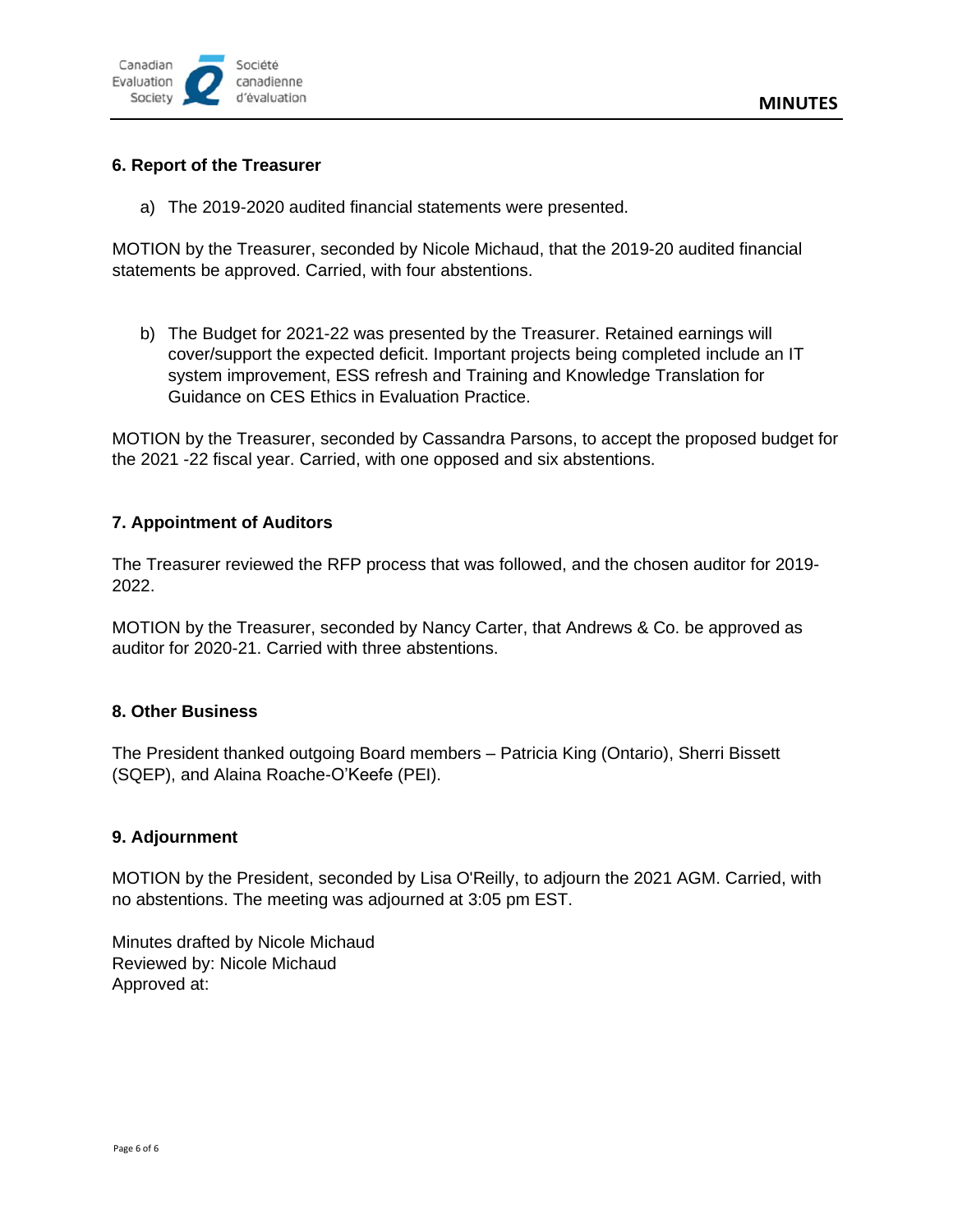### 6. Report of the Treasurer

a) The 2019-2020 audited financial statements were presented.

MOTION by the Treasurer, seconded by Nicole Michaud, that the 2019-20 audited financial statements be approved. Carried, with four abstentions.

b) The Budget for 2021-22 was presented by the Treasurer. Retained earnings will cover/support the expected deficit. Important projects being completed include an IT system improvement, ESS refresh and Training and Knowledge Translation for Guidance on CES Ethics in Evaluation Practice.

MOTION by the Treasurer, seconded by Cassandra Parsons, to accept the proposed budget for the 2021 -22 fiscal year. Carried, with one opposed and six abstentions.

### 7. Appointment of Auditors

The Treasurer reviewed the RFP process that was followed, and the chosen auditor for 2019-2022.

MOTION by the Treasurer, seconded by Nancy Carter, that Andrews & Co. be approved as auditor for 2020-21. Carried with three abstentions.

### 8. Other Business

The President thanked outgoing Board members – Patricia King (Ontario), Sherri Bissett (SQEP), and Alaina Roache-O'Keefe (PEI).

### 9. Adjournment

MOTION by the President, seconded by Lisa O'Reilly, to adjourn the 2021 AGM. Carried, with no abstentions. The meeting was adjourned at 3:05 pm EST.

Minutes drafted by Nicole Michaud
Reviewed by: Nicole Michaud
Approved at: